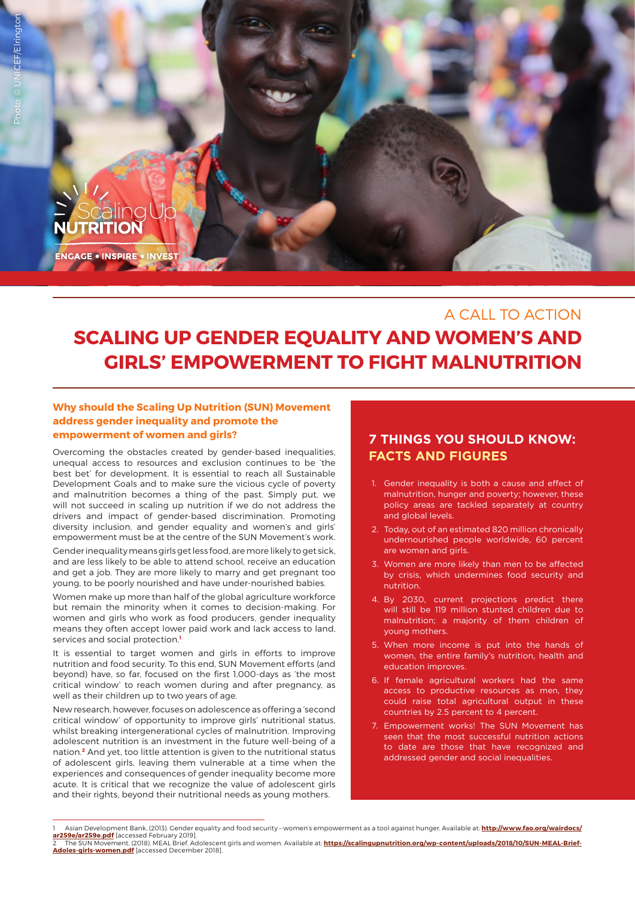Photo © UNICEF/Elrington

Scaling Up NUTRITION

ENGAGE • INSPIRE • INVEST

A CALL TO ACTION

# SCALING UP GENDER EQUALITY AND WOMEN'S AND GIRLS' EMPOWERMENT TO FIGHT MALNUTRITION

### Why should the Scaling Up Nutrition (SUN) Movement address gender inequality and promote the empowerment of women and girls?

Overcoming the obstacles created by gender-based inequalities, unequal access to resources and exclusion continues to be 'the best bet' for development. It is essential to reach all Sustainable Development Goals and to make sure the vicious cycle of poverty and malnutrition becomes a thing of the past. Simply put, we will not succeed in scaling up nutrition if we do not address the drivers and impact of gender-based discrimination. Promoting diversity inclusion, and gender equality and women's and girls' empowerment must be at the centre of the SUN Movement's work.

Gender inequality means girls get less food, are more likely to get sick, and are less likely to be able to attend school, receive an education and get a job. They are more likely to marry and get pregnant too young, to be poorly nourished and have under-nourished babies.

Women make up more than half of the global agriculture workforce but remain the minority when it comes to decision-making. For women and girls who work as food producers, gender inequality means they often accept lower paid work and lack access to land, services and social protection.[1]

It is essential to target women and girls in efforts to improve nutrition and food security. To this end, SUN Movement efforts (and beyond) have, so far, focused on the first 1,000-days as 'the most critical window' to reach women during and after pregnancy, as well as their children up to two years of age.

New research, however, focuses on adolescence as offering a 'second critical window' of opportunity to improve girls' nutritional status, whilst breaking intergenerational cycles of malnutrition. Improving adolescent nutrition is an investment in the future well-being of a nation.[2] And yet, too little attention is given to the nutritional status of adolescent girls, leaving them vulnerable at a time when the experiences and consequences of gender inequality become more acute. It is critical that we recognize the value of adolescent girls and their rights, beyond their nutritional needs as young mothers.

## 7 THINGS YOU SHOULD KNOW: FACTS AND FIGURES

1. Gender inequality is both a cause and effect of malnutrition, hunger and poverty; however, these policy areas are tackled separately at country and global levels.
2. Today, out of an estimated 820 million chronically undernourished people worldwide, 60 percent are women and girls.
3. Women are more likely than men to be affected by crisis, which undermines food security and nutrition.
4. By 2030, current projections predict there will still be 119 million stunted children due to malnutrition; a majority of them children of young mothers.
5. When more income is put into the hands of women, the entire family's nutrition, health and education improves.
6. If female agricultural workers had the same access to productive resources as men, they could raise total agricultural output in these countries by 2.5 percent to 4 percent.
7. Empowerment works! The SUN Movement has seen that the most successful nutrition actions to date are those that have recognized and addressed gender and social inequalities.

---

1 Asian Development Bank, (2013). Gender equality and food security – women's empowerment as a tool against hunger. Available at: **http://www.fao.org/wairdocs/ar259e/ar259e.pdf** [accessed February 2019].

2 The SUN Movement, (2018). MEAL Brief. Adolescent girls and women. Available at: **https://scalingupnutrition.org/wp-content/uploads/2018/10/SUN-MEAL-Brief-Adoles-girls-women.pdf** [accessed December 2018].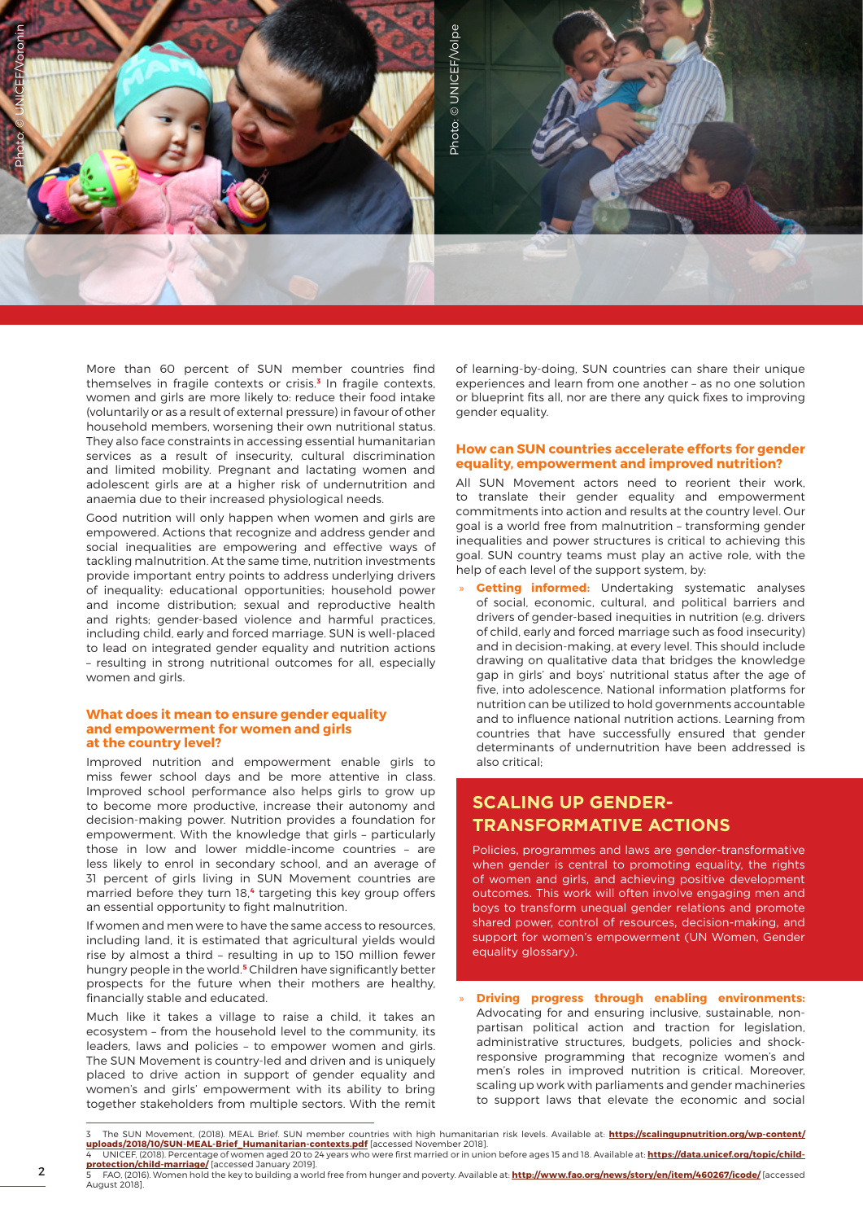More than 60 percent of SUN member countries find themselves in fragile contexts or crisis.[3] In fragile contexts, women and girls are more likely to: reduce their food intake (voluntarily or as a result of external pressure) in favour of other household members, worsening their own nutritional status. They also face constraints in accessing essential humanitarian services as a result of insecurity, cultural discrimination and limited mobility. Pregnant and lactating women and adolescent girls are at a higher risk of undernutrition and anaemia due to their increased physiological needs.

Good nutrition will only happen when women and girls are empowered. Actions that recognize and address gender and social inequalities are empowering and effective ways of tackling malnutrition. At the same time, nutrition investments provide important entry points to address underlying drivers of inequality: educational opportunities; household power and income distribution; sexual and reproductive health and rights; gender-based violence and harmful practices, including child, early and forced marriage. SUN is well-placed to lead on integrated gender equality and nutrition actions – resulting in strong nutritional outcomes for all, especially women and girls.

### What does it mean to ensure gender equality and empowerment for women and girls at the country level?

Improved nutrition and empowerment enable girls to miss fewer school days and be more attentive in class. Improved school performance also helps girls to grow up to become more productive, increase their autonomy and decision-making power. Nutrition provides a foundation for empowerment. With the knowledge that girls – particularly those in low and lower middle-income countries – are less likely to enrol in secondary school, and an average of 31 percent of girls living in SUN Movement countries are married before they turn 18,[4] targeting this key group offers an essential opportunity to fight malnutrition.

If women and men were to have the same access to resources, including land, it is estimated that agricultural yields would rise by almost a third – resulting in up to 150 million fewer hungry people in the world.[5] Children have significantly better prospects for the future when their mothers are healthy, financially stable and educated.

Much like it takes a village to raise a child, it takes an ecosystem – from the household level to the community, its leaders, laws and policies – to empower women and girls. The SUN Movement is country-led and driven and is uniquely placed to drive action in support of gender equality and women's and girls' empowerment with its ability to bring together stakeholders from multiple sectors. With the remit of learning-by-doing, SUN countries can share their unique experiences and learn from one another – as no one solution or blueprint fits all, nor are there any quick fixes to improving gender equality.

### How can SUN countries accelerate efforts for gender equality, empowerment and improved nutrition?

All SUN Movement actors need to reorient their work, to translate their gender equality and empowerment commitments into action and results at the country level. Our goal is a world free from malnutrition – transforming gender inequalities and power structures is critical to achieving this goal. SUN country teams must play an active role, with the help of each level of the support system, by:

- **Getting informed:** Undertaking systematic analyses of social, economic, cultural, and political barriers and drivers of gender-based inequities in nutrition (e.g. drivers of child, early and forced marriage such as food insecurity) and in decision-making, at every level. This should include drawing on qualitative data that bridges the knowledge gap in girls' and boys' nutritional status after the age of five, into adolescence. National information platforms for nutrition can be utilized to hold governments accountable and to influence national nutrition actions. Learning from countries that have successfully ensured that gender determinants of undernutrition have been addressed is also critical;

## SCALING UP GENDER-TRANSFORMATIVE ACTIONS

Policies, programmes and laws are gender-transformative when gender is central to promoting equality, the rights of women and girls, and achieving positive development outcomes. This work will often involve engaging men and boys to transform unequal gender relations and promote shared power, control of resources, decision-making, and support for women's empowerment (UN Women, Gender equality glossary).

- **Driving progress through enabling environments:** Advocating for and ensuring inclusive, sustainable, non-partisan political action and traction for legislation, administrative structures, budgets, policies and shock-responsive programming that recognize women's and men's roles in improved nutrition is critical. Moreover, scaling up work with parliaments and gender machineries to support laws that elevate the economic and social

---

3 The SUN Movement, (2018). MEAL Brief. SUN member countries with high humanitarian risk levels. Available at: **https://scalingupnutrition.org/wp-content/uploads/2018/10/SUN-MEAL-Brief_Humanitarian-contexts.pdf** [accessed November 2018].

4 UNICEF, (2018). Percentage of women aged 20 to 24 years who were first married or in union before ages 15 and 18. Available at: **https://data.unicef.org/topic/child-protection/child-marriage/** [accessed January 2019].

5 FAO, (2016). Women hold the key to building a world free from hunger and poverty. Available at: **http://www.fao.org/news/story/en/item/460267/icode/** [accessed August 2018].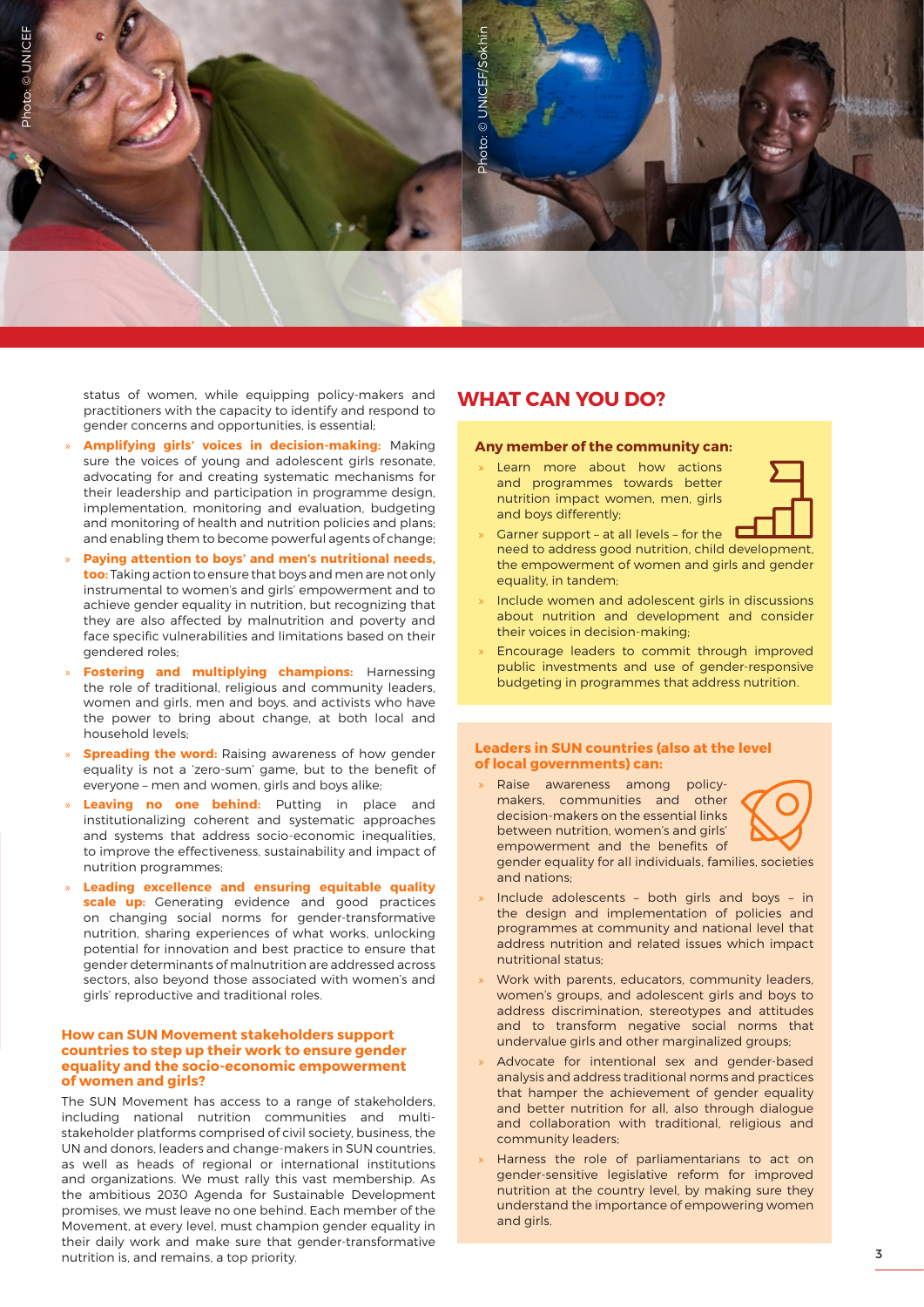status of women, while equipping policy-makers and practitioners with the capacity to identify and respond to gender concerns and opportunities, is essential;

- **Amplifying girls' voices in decision-making:** Making sure the voices of young and adolescent girls resonate, advocating for and creating systematic mechanisms for their leadership and participation in programme design, implementation, monitoring and evaluation, budgeting and monitoring of health and nutrition policies and plans; and enabling them to become powerful agents of change;
- **Paying attention to boys' and men's nutritional needs, too:** Taking action to ensure that boys and men are not only instrumental to women's and girls' empowerment and to achieve gender equality in nutrition, but recognizing that they are also affected by malnutrition and poverty and face specific vulnerabilities and limitations based on their gendered roles;
- **Fostering and multiplying champions:** Harnessing the role of traditional, religious and community leaders, women and girls, men and boys, and activists who have the power to bring about change, at both local and household levels;
- **Spreading the word:** Raising awareness of how gender equality is not a 'zero-sum' game, but to the benefit of everyone – men and women, girls and boys alike;
- **Leaving no one behind:** Putting in place and institutionalizing coherent and systematic approaches and systems that address socio-economic inequalities, to improve the effectiveness, sustainability and impact of nutrition programmes;
- **Leading excellence and ensuring equitable quality scale up:** Generating evidence and good practices on changing social norms for gender-transformative nutrition, sharing experiences of what works, unlocking potential for innovation and best practice to ensure that gender determinants of malnutrition are addressed across sectors, also beyond those associated with women's and girls' reproductive and traditional roles.

### How can SUN Movement stakeholders support countries to step up their work to ensure gender equality and the socio-economic empowerment of women and girls?

The SUN Movement has access to a range of stakeholders, including national nutrition communities and multi-stakeholder platforms comprised of civil society, business, the UN and donors, leaders and change-makers in SUN countries, as well as heads of regional or international institutions and organizations. We must rally this vast membership. As the ambitious 2030 Agenda for Sustainable Development promises, we must leave no one behind. Each member of the Movement, at every level, must champion gender equality in their daily work and make sure that gender-transformative nutrition is, and remains, a top priority.

## WHAT CAN YOU DO?

### Any member of the community can:

- Learn more about how actions and programmes towards better nutrition impact women, men, girls and boys differently;
- Garner support – at all levels – for the need to address good nutrition, child development, the empowerment of women and girls and gender equality, in tandem;
- Include women and adolescent girls in discussions about nutrition and development and consider their voices in decision-making;
- Encourage leaders to commit through improved public investments and use of gender-responsive budgeting in programmes that address nutrition.

### Leaders in SUN countries (also at the level of local governments) can:

- Raise awareness among policy-makers, communities and other decision-makers on the essential links between nutrition, women's and girls' empowerment and the benefits of gender equality for all individuals, families, societies and nations;
- Include adolescents – both girls and boys – in the design and implementation of policies and programmes at community and national level that address nutrition and related issues which impact nutritional status;
- Work with parents, educators, community leaders, women's groups, and adolescent girls and boys to address discrimination, stereotypes and attitudes and to transform negative social norms that undervalue girls and other marginalized groups;
- Advocate for intentional sex and gender-based analysis and address traditional norms and practices that hamper the achievement of gender equality and better nutrition for all, also through dialogue and collaboration with traditional, religious and community leaders;
- Harness the role of parliamentarians to act on gender-sensitive legislative reform for improved nutrition at the country level, by making sure they understand the importance of empowering women and girls.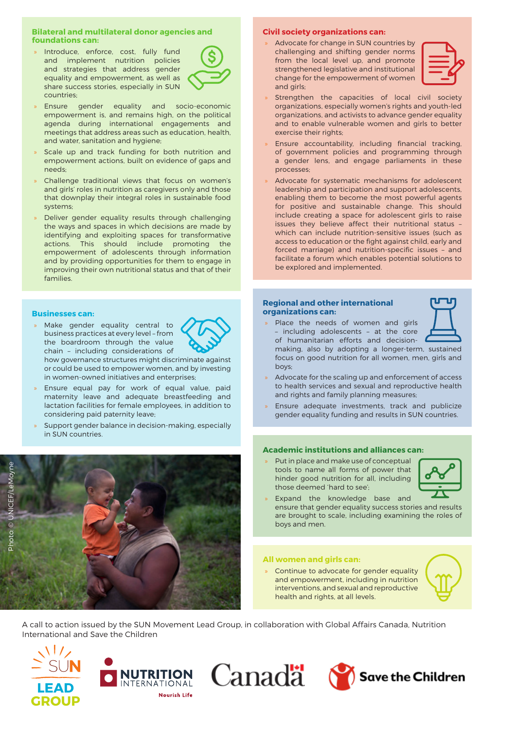### Bilateral and multilateral donor agencies and foundations can:

- Introduce, enforce, cost, fully fund and implement nutrition policies and strategies that address gender equality and empowerment, as well as share success stories, especially in SUN countries;
- Ensure gender equality and socio-economic empowerment is, and remains high, on the political agenda during international engagements and meetings that address areas such as education, health, and water, sanitation and hygiene;
- Scale up and track funding for both nutrition and empowerment actions, built on evidence of gaps and needs;
- Challenge traditional views that focus on women's and girls' roles in nutrition as caregivers only and those that downplay their integral roles in sustainable food systems;
- Deliver gender equality results through challenging the ways and spaces in which decisions are made by identifying and exploiting spaces for transformative actions. This should include promoting the empowerment of adolescents through information and by providing opportunities for them to engage in improving their own nutritional status and that of their families.

### Civil society organizations can:

- Advocate for change in SUN countries by challenging and shifting gender norms from the local level up, and promote strengthened legislative and institutional change for the empowerment of women and girls;
- Strengthen the capacities of local civil society organizations, especially women's rights and youth-led organizations, and activists to advance gender equality and to enable vulnerable women and girls to better exercise their rights;
- Ensure accountability, including financial tracking, of government policies and programming through a gender lens, and engage parliaments in these processes;
- Advocate for systematic mechanisms for adolescent leadership and participation and support adolescents, enabling them to become the most powerful agents for positive and sustainable change. This should include creating a space for adolescent girls to raise issues they believe affect their nutritional status – which can include nutrition-sensitive issues (such as access to education or the fight against child, early and forced marriage) and nutrition-specific issues – and facilitate a forum which enables potential solutions to be explored and implemented.

### Businesses can:

- Make gender equality central to business practices at every level – from the boardroom through the value chain – including considerations of how governance structures might discriminate against or could be used to empower women, and by investing in women-owned initiatives and enterprises;
- Ensure equal pay for work of equal value, paid maternity leave and adequate breastfeeding and lactation facilities for female employees, in addition to considering paid paternity leave;
- Support gender balance in decision-making, especially in SUN countries.

### Regional and other international organizations can:

- Place the needs of women and girls – including adolescents – at the core of humanitarian efforts and decision-making, also by adopting a longer-term, sustained focus on good nutrition for all women, men, girls and boys;
- Advocate for the scaling up and enforcement of access to health services and sexual and reproductive health and rights and family planning measures;
- Ensure adequate investments, track and publicize gender equality funding and results in SUN countries.

### Academic institutions and alliances can:

- Put in place and make use of conceptual tools to name all forms of power that hinder good nutrition for all, including those deemed 'hard to see';
- Expand the knowledge base and ensure that gender equality success stories and results are brought to scale, including examining the roles of boys and men.

Photo: © UNICEF/LeMoyne

### All women and girls can:

- Continue to advocate for gender equality and empowerment, including in nutrition interventions, and sexual and reproductive health and rights, at all levels.

A call to action issued by the SUN Movement Lead Group, in collaboration with Global Affairs Canada, Nutrition International and Save the Children

SUN LEAD GROUP | NUTRITION INTERNATIONAL Nourish Life | Canada | Save the Children